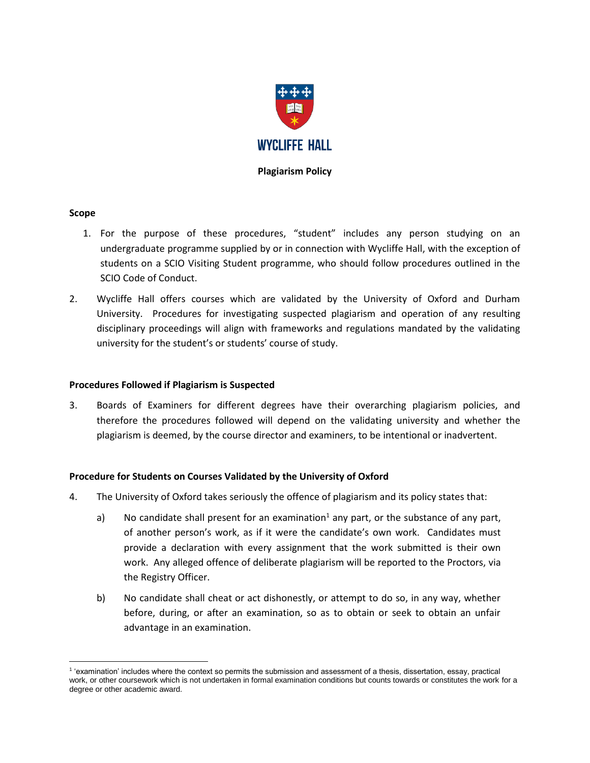# WYCLIFFE HALL

## Plagiarism Policy

### Scope

1. For the purpose of these procedures, "student" includes any person studying on an undergraduate programme supplied by or in connection with Wycliffe Hall, with the exception of students on a SCIO Visiting Student programme, who should follow procedures outlined in the SCIO Code of Conduct.

2. Wycliffe Hall offers courses which are validated by the University of Oxford and Durham University. Procedures for investigating suspected plagiarism and operation of any resulting disciplinary proceedings will align with frameworks and regulations mandated by the validating university for the student's or students' course of study.

### Procedures Followed if Plagiarism is Suspected

3. Boards of Examiners for different degrees have their overarching plagiarism policies, and therefore the procedures followed will depend on the validating university and whether the plagiarism is deemed, by the course director and examiners, to be intentional or inadvertent.

### Procedure for Students on Courses Validated by the University of Oxford

4. The University of Oxford takes seriously the offence of plagiarism and its policy states that:

    a) No candidate shall present for an examination[1] any part, or the substance of any part, of another person's work, as if it were the candidate's own work. Candidates must provide a declaration with every assignment that the work submitted is their own work. Any alleged offence of deliberate plagiarism will be reported to the Proctors, via the Registry Officer.

    b) No candidate shall cheat or act dishonestly, or attempt to do so, in any way, whether before, during, or after an examination, so as to obtain or seek to obtain an unfair advantage in an examination.

[1] 'examination' includes where the context so permits the submission and assessment of a thesis, dissertation, essay, practical work, or other coursework which is not undertaken in formal examination conditions but counts towards or constitutes the work for a degree or other academic award.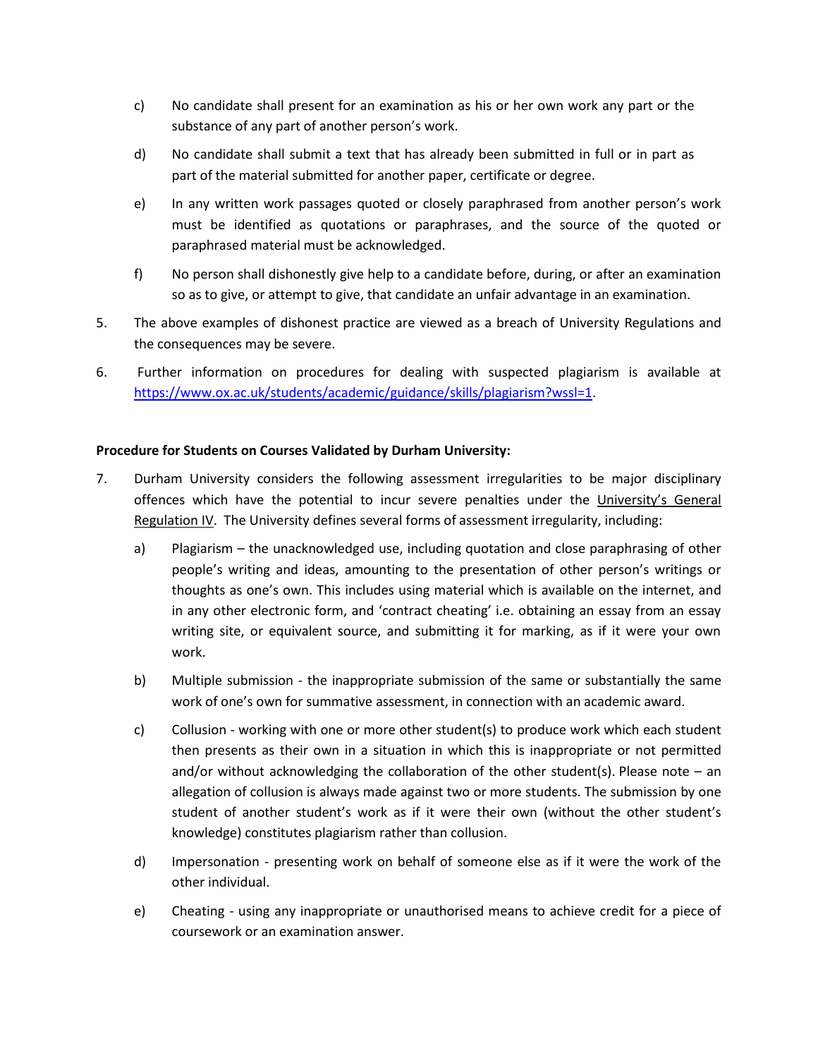c) No candidate shall present for an examination as his or her own work any part or the substance of any part of another person's work.

d) No candidate shall submit a text that has already been submitted in full or in part as part of the material submitted for another paper, certificate or degree.

e) In any written work passages quoted or closely paraphrased from another person's work must be identified as quotations or paraphrases, and the source of the quoted or paraphrased material must be acknowledged.

f) No person shall dishonestly give help to a candidate before, during, or after an examination so as to give, or attempt to give, that candidate an unfair advantage in an examination.

5. The above examples of dishonest practice are viewed as a breach of University Regulations and the consequences may be severe.

6. Further information on procedures for dealing with suspected plagiarism is available at [https://www.ox.ac.uk/students/academic/guidance/skills/plagiarism?wssl=1](https://www.ox.ac.uk/students/academic/guidance/skills/plagiarism?wssl=1).

**Procedure for Students on Courses Validated by Durham University:**

7. Durham University considers the following assessment irregularities to be major disciplinary offences which have the potential to incur severe penalties under the University's General Regulation IV. The University defines several forms of assessment irregularity, including:

   a) Plagiarism – the unacknowledged use, including quotation and close paraphrasing of other people's writing and ideas, amounting to the presentation of other person's writings or thoughts as one's own. This includes using material which is available on the internet, and in any other electronic form, and 'contract cheating' i.e. obtaining an essay from an essay writing site, or equivalent source, and submitting it for marking, as if it were your own work.

   b) Multiple submission - the inappropriate submission of the same or substantially the same work of one's own for summative assessment, in connection with an academic award.

   c) Collusion - working with one or more other student(s) to produce work which each student then presents as their own in a situation in which this is inappropriate or not permitted and/or without acknowledging the collaboration of the other student(s). Please note – an allegation of collusion is always made against two or more students. The submission by one student of another student's work as if it were their own (without the other student's knowledge) constitutes plagiarism rather than collusion.

   d) Impersonation - presenting work on behalf of someone else as if it were the work of the other individual.

   e) Cheating - using any inappropriate or unauthorised means to achieve credit for a piece of coursework or an examination answer.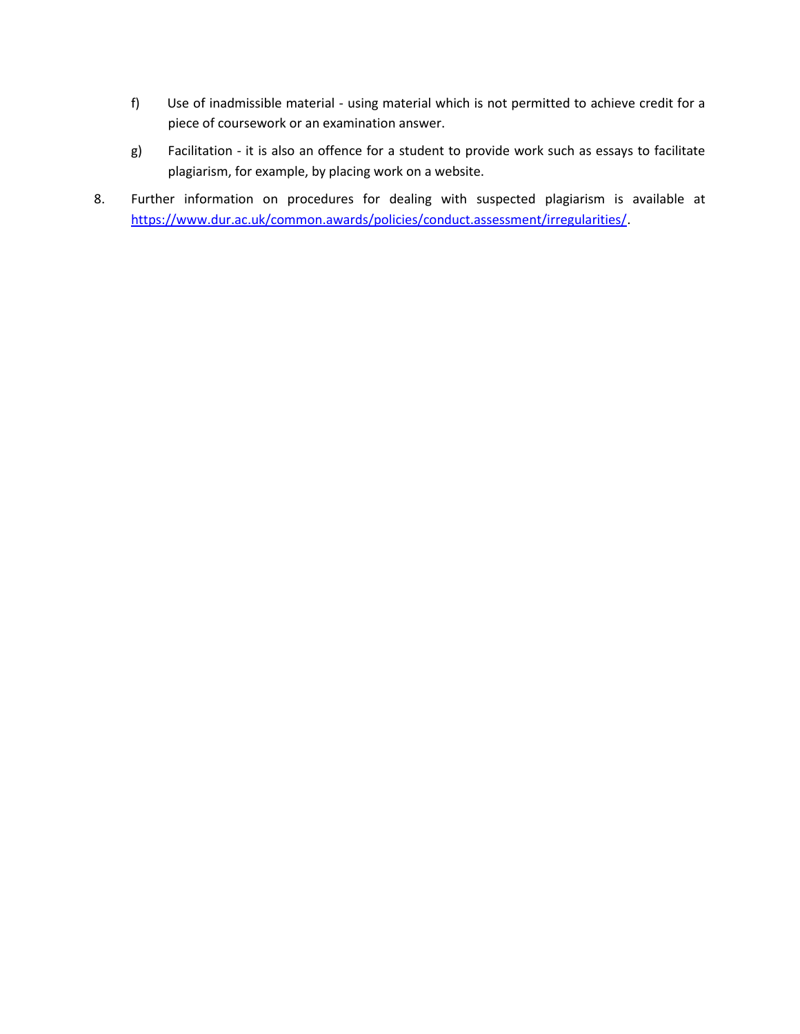f) Use of inadmissible material - using material which is not permitted to achieve credit for a piece of coursework or an examination answer.

g) Facilitation - it is also an offence for a student to provide work such as essays to facilitate plagiarism, for example, by placing work on a website.

8. Further information on procedures for dealing with suspected plagiarism is available at [https://www.dur.ac.uk/common.awards/policies/conduct.assessment/irregularities/](https://www.dur.ac.uk/common.awards/policies/conduct.assessment/irregularities/).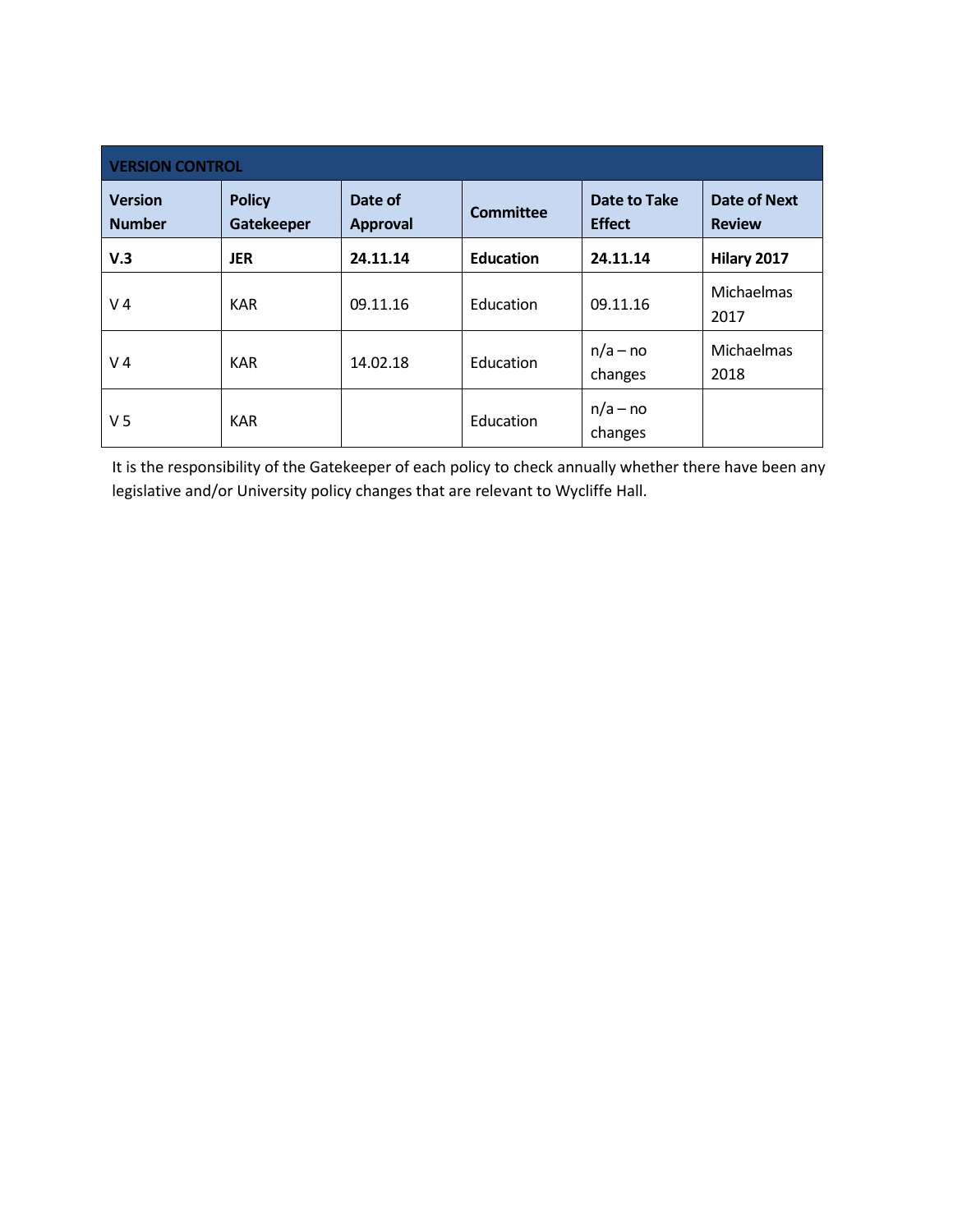| VERSION CONTROL | | | | | |
|---|---|---|---|---|---|
| **Version Number** | **Policy Gatekeeper** | **Date of Approval** | **Committee** | **Date to Take Effect** | **Date of Next Review** |
| **V.3** | **JER** | **24.11.14** | **Education** | **24.11.14** | **Hilary 2017** |
| V 4 | KAR | 09.11.16 | Education | 09.11.16 | Michaelmas 2017 |
| V 4 | KAR | 14.02.18 | Education | n/a – no changes | Michaelmas 2018 |
| V 5 | KAR | | Education | n/a – no changes | |

It is the responsibility of the Gatekeeper of each policy to check annually whether there have been any legislative and/or University policy changes that are relevant to Wycliffe Hall.